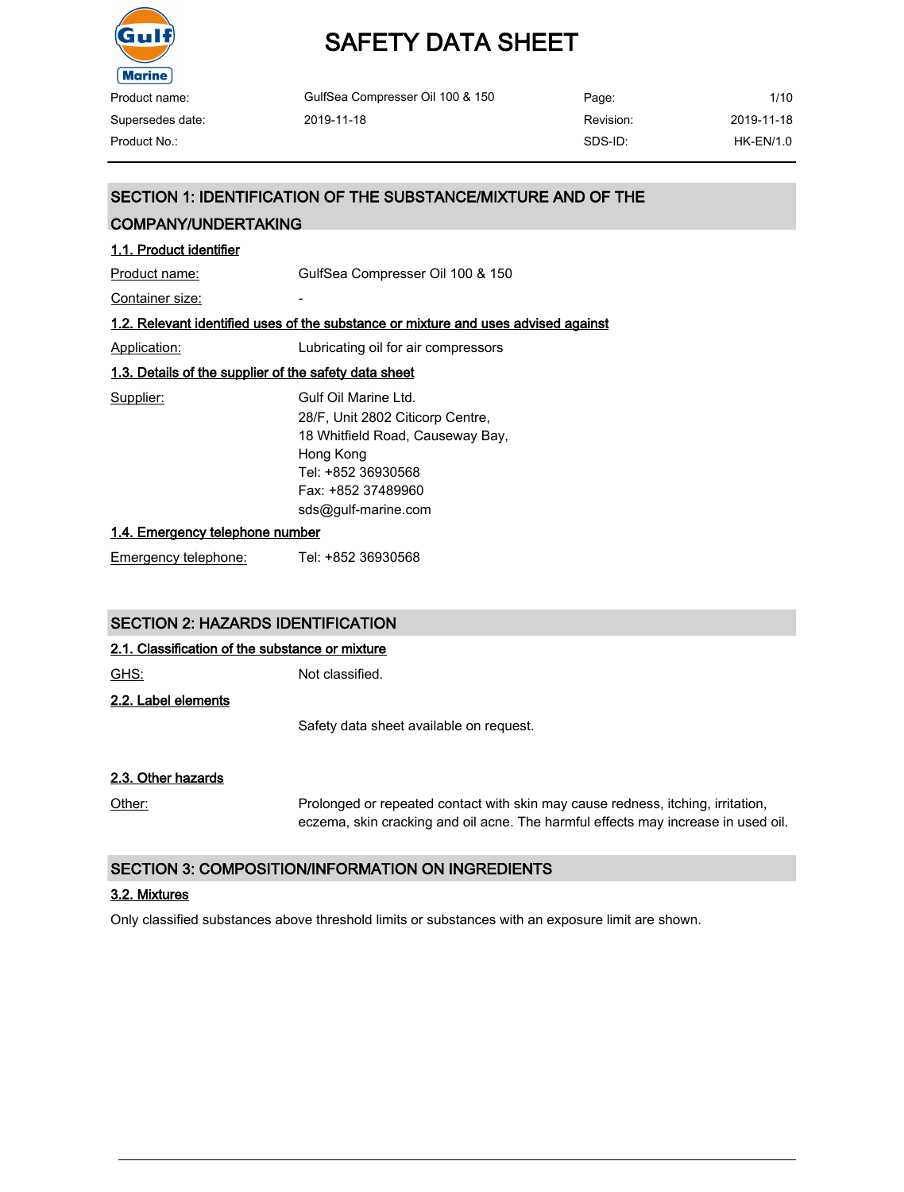# SAFETY DATA SHEET

| Product name: | GulfSea Compresser Oil 100 & 150 | Page: | 1/10 |
|---|---|---|---|
| Supersedes date: | 2019-11-18 | Revision: | 2019-11-18 |
| Product No.: | | SDS-ID: | HK-EN/1.0 |

## SECTION 1: IDENTIFICATION OF THE SUBSTANCE/MIXTURE AND OF THE COMPANY/UNDERTAKING

### 1.1. Product identifier

Product name: GulfSea Compresser Oil 100 & 150

Container size: -

### 1.2. Relevant identified uses of the substance or mixture and uses advised against

Application: Lubricating oil for air compressors

### 1.3. Details of the supplier of the safety data sheet

Supplier:
Gulf Oil Marine Ltd.
28/F, Unit 2802 Citicorp Centre,
18 Whitfield Road, Causeway Bay,
Hong Kong
Tel: +852 36930568
Fax: +852 37489960
sds@gulf-marine.com

### 1.4. Emergency telephone number

Emergency telephone: Tel: +852 36930568

## SECTION 2: HAZARDS IDENTIFICATION

### 2.1. Classification of the substance or mixture

GHS: Not classified.

### 2.2. Label elements

Safety data sheet available on request.

### 2.3. Other hazards

Other: Prolonged or repeated contact with skin may cause redness, itching, irritation, eczema, skin cracking and oil acne. The harmful effects may increase in used oil.

## SECTION 3: COMPOSITION/INFORMATION ON INGREDIENTS

### 3.2. Mixtures

Only classified substances above threshold limits or substances with an exposure limit are shown.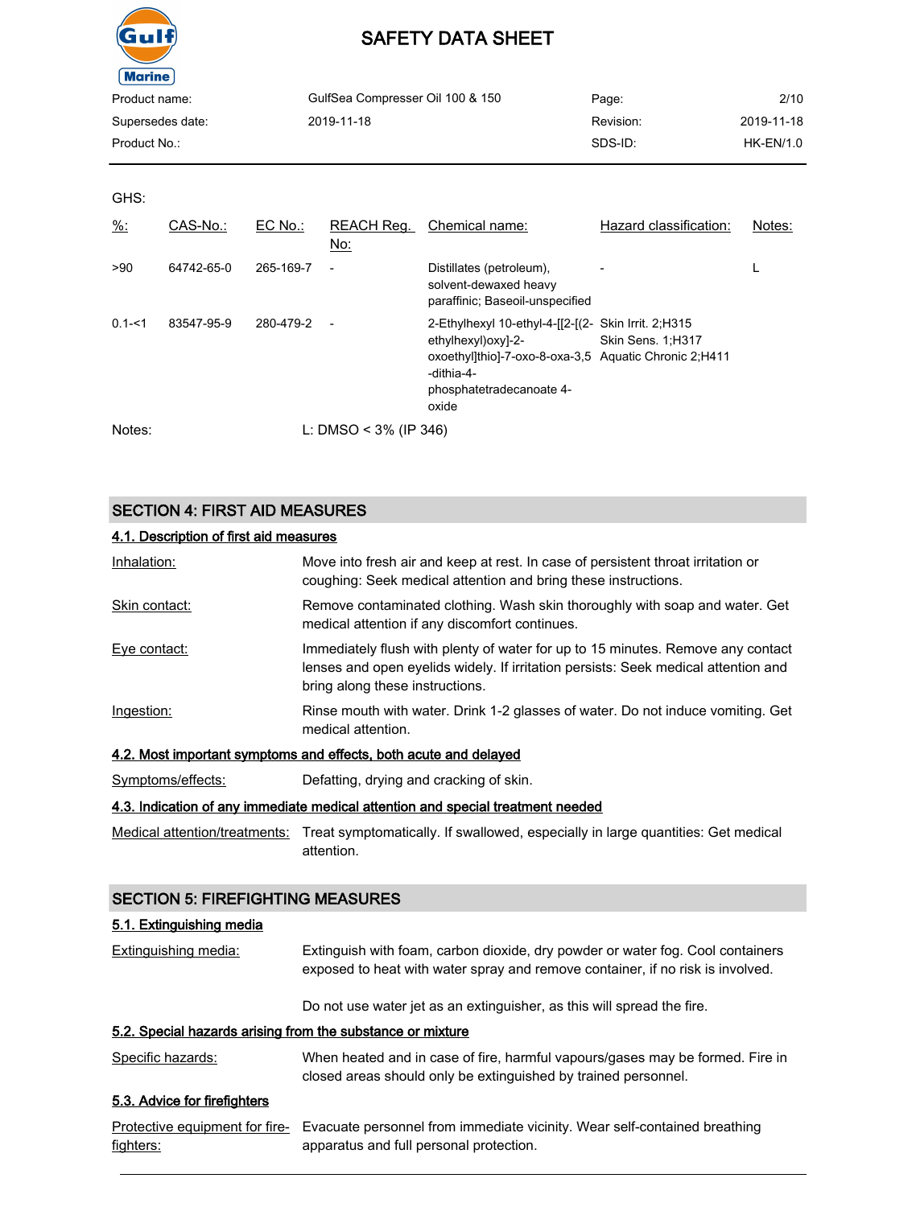GHS:

| %: | CAS-No.: | EC No.: | REACH Reg. No: | Chemical name: | Hazard classification: | Notes: |
|---|---|---|---|---|---|---|
| >90 | 64742-65-0 | 265-169-7 | - | Distillates (petroleum), solvent-dewaxed heavy paraffinic; Baseoil-unspecified | - | L |
| 0.1-<1 | 83547-95-9 | 280-479-2 | - | 2-Ethylhexyl 10-ethyl-4-[[2-[(2-ethylhexyl)oxy]-2-oxoethyl]thio]-7-oxo-8-oxa-3,5-dithia-4-phosphatetradecanoate 4-oxide | Skin Irrit. 2;H315<br>Skin Sens. 1;H317<br>Aquatic Chronic 2;H411 | |

Notes: L: DMSO < 3% (IP 346)

## SECTION 4: FIRST AID MEASURES

### 4.1. Description of first aid measures

Inhalation: Move into fresh air and keep at rest. In case of persistent throat irritation or coughing: Seek medical attention and bring these instructions.

Skin contact: Remove contaminated clothing. Wash skin thoroughly with soap and water. Get medical attention if any discomfort continues.

Eye contact: Immediately flush with plenty of water for up to 15 minutes. Remove any contact lenses and open eyelids widely. If irritation persists: Seek medical attention and bring along these instructions.

Ingestion: Rinse mouth with water. Drink 1-2 glasses of water. Do not induce vomiting. Get medical attention.

### 4.2. Most important symptoms and effects, both acute and delayed

Symptoms/effects: Defatting, drying and cracking of skin.

### 4.3. Indication of any immediate medical attention and special treatment needed

Medical attention/treatments: Treat symptomatically. If swallowed, especially in large quantities: Get medical attention.

## SECTION 5: FIREFIGHTING MEASURES

### 5.1. Extinguishing media

Extinguishing media: Extinguish with foam, carbon dioxide, dry powder or water fog. Cool containers exposed to heat with water spray and remove container, if no risk is involved.

Do not use water jet as an extinguisher, as this will spread the fire.

### 5.2. Special hazards arising from the substance or mixture

Specific hazards: When heated and in case of fire, harmful vapours/gases may be formed. Fire in closed areas should only be extinguished by trained personnel.

### 5.3. Advice for firefighters

Protective equipment for fire-fighters: Evacuate personnel from immediate vicinity. Wear self-contained breathing apparatus and full personal protection.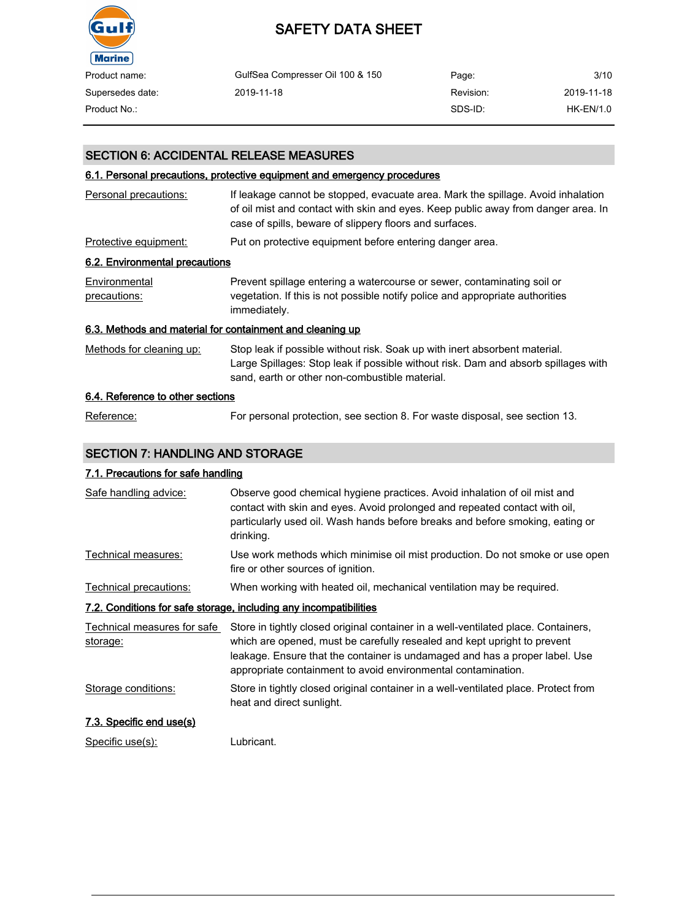## SECTION 6: ACCIDENTAL RELEASE MEASURES

### 6.1. Personal precautions, protective equipment and emergency procedures

| | |
|---|---|
| Personal precautions: | If leakage cannot be stopped, evacuate area. Mark the spillage. Avoid inhalation of oil mist and contact with skin and eyes. Keep public away from danger area. In case of spills, beware of slippery floors and surfaces. |
| Protective equipment: | Put on protective equipment before entering danger area. |

### 6.2. Environmental precautions

| | |
|---|---|
| Environmental precautions: | Prevent spillage entering a watercourse or sewer, contaminating soil or vegetation. If this is not possible notify police and appropriate authorities immediately. |

### 6.3. Methods and material for containment and cleaning up

| | |
|---|---|
| Methods for cleaning up: | Stop leak if possible without risk. Soak up with inert absorbent material. Large Spillages: Stop leak if possible without risk. Dam and absorb spillages with sand, earth or other non-combustible material. |

### 6.4. Reference to other sections

| | |
|---|---|
| Reference: | For personal protection, see section 8. For waste disposal, see section 13. |

## SECTION 7: HANDLING AND STORAGE

### 7.1. Precautions for safe handling

| | |
|---|---|
| Safe handling advice: | Observe good chemical hygiene practices. Avoid inhalation of oil mist and contact with skin and eyes. Avoid prolonged and repeated contact with oil, particularly used oil. Wash hands before breaks and before smoking, eating or drinking. |
| Technical measures: | Use work methods which minimise oil mist production. Do not smoke or use open fire or other sources of ignition. |
| Technical precautions: | When working with heated oil, mechanical ventilation may be required. |

### 7.2. Conditions for safe storage, including any incompatibilities

| | |
|---|---|
| Technical measures for safe storage: | Store in tightly closed original container in a well-ventilated place. Containers, which are opened, must be carefully resealed and kept upright to prevent leakage. Ensure that the container is undamaged and has a proper label. Use appropriate containment to avoid environmental contamination. |
| Storage conditions: | Store in tightly closed original container in a well-ventilated place. Protect from heat and direct sunlight. |

### 7.3. Specific end use(s)

| | |
|---|---|
| Specific use(s): | Lubricant. |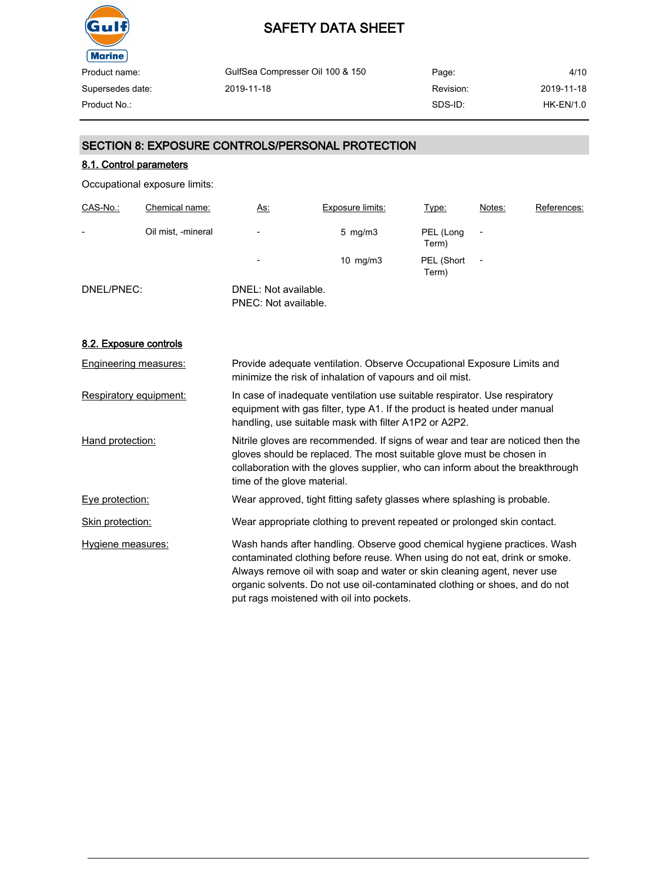## SECTION 8: EXPOSURE CONTROLS/PERSONAL PROTECTION

### 8.1. Control parameters

Occupational exposure limits:

| CAS-No.: | Chemical name: | As: | Exposure limits: | Type: | Notes: | References: |
|---|---|---|---|---|---|---|
| - | Oil mist, -mineral | - | 5 mg/m3 | PEL (Long Term) | - | |
| | | - | 10 mg/m3 | PEL (Short Term) | - | |

DNEL/PNEC:

DNEL: Not available.
PNEC: Not available.

### 8.2. Exposure controls

**Engineering measures:** Provide adequate ventilation. Observe Occupational Exposure Limits and minimize the risk of inhalation of vapours and oil mist.

**Respiratory equipment:** In case of inadequate ventilation use suitable respirator. Use respiratory equipment with gas filter, type A1. If the product is heated under manual handling, use suitable mask with filter A1P2 or A2P2.

**Hand protection:** Nitrile gloves are recommended. If signs of wear and tear are noticed then the gloves should be replaced. The most suitable glove must be chosen in collaboration with the gloves supplier, who can inform about the breakthrough time of the glove material.

**Eye protection:** Wear approved, tight fitting safety glasses where splashing is probable.

**Skin protection:** Wear appropriate clothing to prevent repeated or prolonged skin contact.

**Hygiene measures:** Wash hands after handling. Observe good chemical hygiene practices. Wash contaminated clothing before reuse. When using do not eat, drink or smoke. Always remove oil with soap and water or skin cleaning agent, never use organic solvents. Do not use oil-contaminated clothing or shoes, and do not put rags moistened with oil into pockets.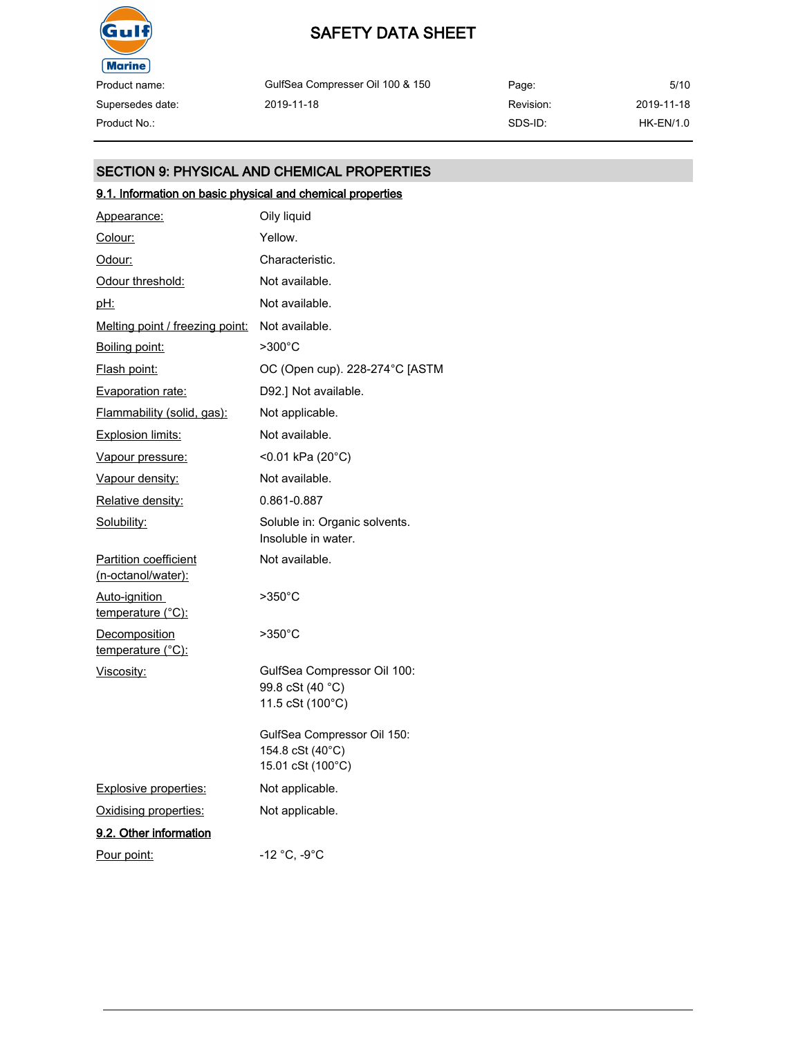## SECTION 9: PHYSICAL AND CHEMICAL PROPERTIES

### 9.1. Information on basic physical and chemical properties

| Property | Value |
|---|---|
| Appearance: | Oily liquid |
| Colour: | Yellow. |
| Odour: | Characteristic. |
| Odour threshold: | Not available. |
| pH: | Not available. |
| Melting point / freezing point: | Not available. |
| Boiling point: | >300°C |
| Flash point: | OC (Open cup). 228-274°C [ASTM |
| Evaporation rate: | D92.] Not available. |
| Flammability (solid, gas): | Not applicable. |
| Explosion limits: | Not available. |
| Vapour pressure: | <0.01 kPa (20°C) |
| Vapour density: | Not available. |
| Relative density: | 0.861-0.887 |
| Solubility: | Soluble in: Organic solvents.<br>Insoluble in water. |
| Partition coefficient (n-octanol/water): | Not available. |
| Auto-ignition temperature (°C): | >350°C |
| Decomposition temperature (°C): | >350°C |
| Viscosity: | GulfSea Compressor Oil 100:<br>99.8 cSt (40 °C)<br>11.5 cSt (100°C)<br><br>GulfSea Compressor Oil 150:<br>154.8 cSt (40°C)<br>15.01 cSt (100°C) |
| Explosive properties: | Not applicable. |
| Oxidising properties: | Not applicable. |

### 9.2. Other information

| Property | Value |
|---|---|
| Pour point: | -12 °C, -9°C |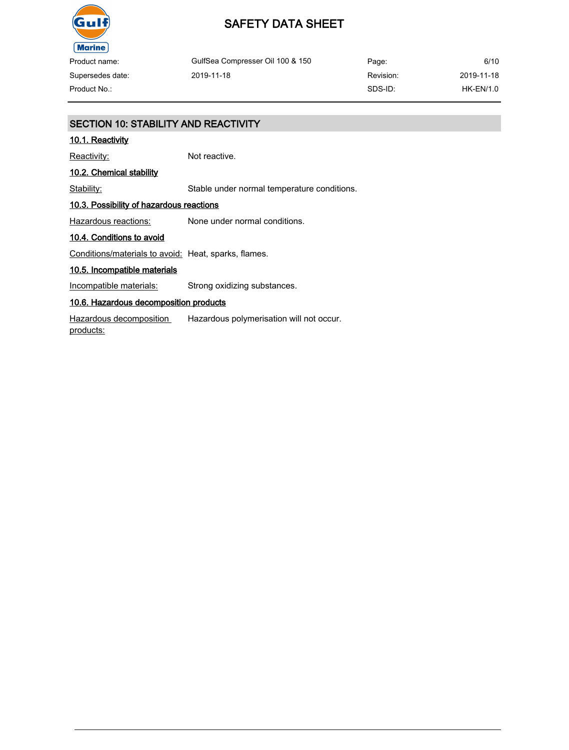## SECTION 10: STABILITY AND REACTIVITY

### 10.1. Reactivity

Reactivity: Not reactive.

### 10.2. Chemical stability

Stability: Stable under normal temperature conditions.

### 10.3. Possibility of hazardous reactions

Hazardous reactions: None under normal conditions.

### 10.4. Conditions to avoid

Conditions/materials to avoid: Heat, sparks, flames.

### 10.5. Incompatible materials

Incompatible materials: Strong oxidizing substances.

### 10.6. Hazardous decomposition products

Hazardous decomposition products: Hazardous polymerisation will not occur.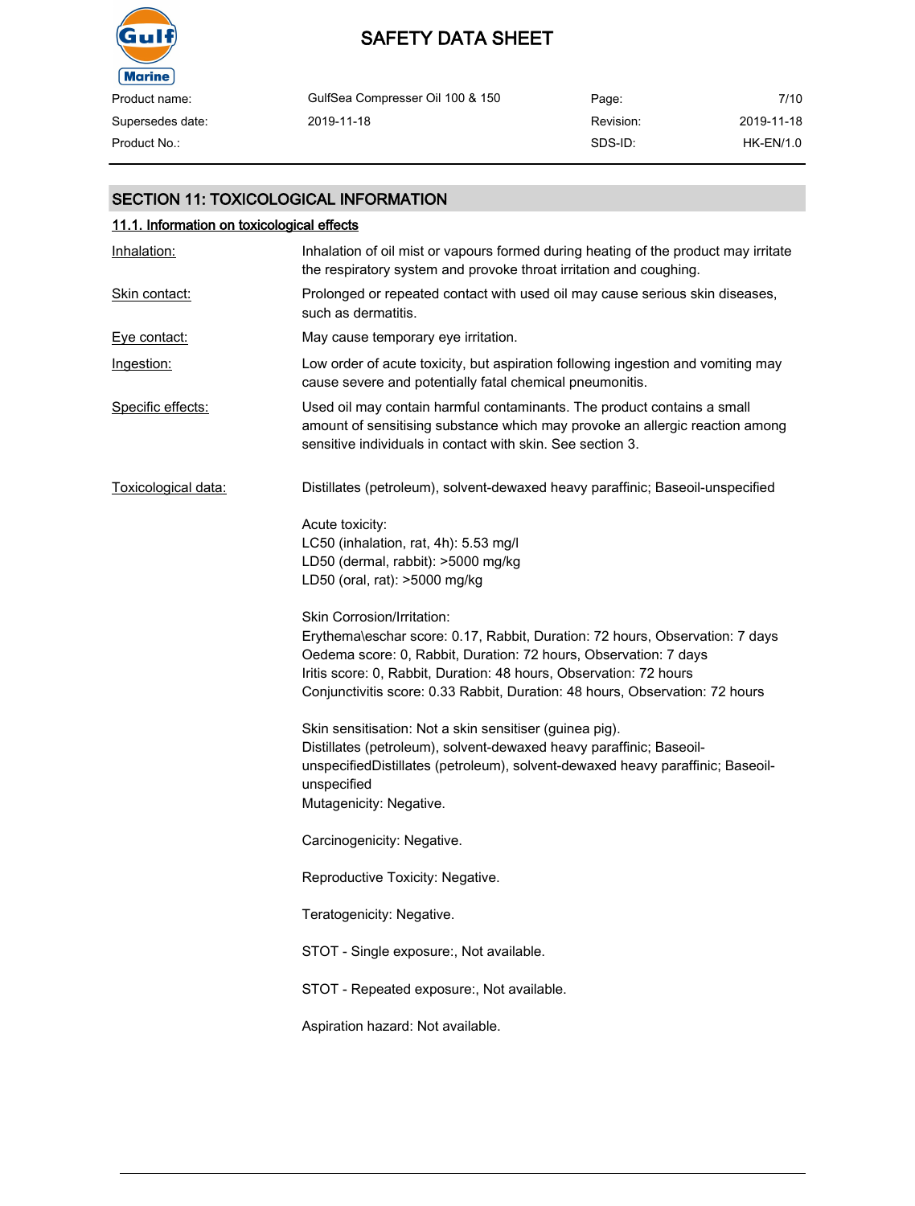## SECTION 11: TOXICOLOGICAL INFORMATION

### 11.1. Information on toxicological effects

**Inhalation:** Inhalation of oil mist or vapours formed during heating of the product may irritate the respiratory system and provoke throat irritation and coughing.

**Skin contact:** Prolonged or repeated contact with used oil may cause serious skin diseases, such as dermatitis.

**Eye contact:** May cause temporary eye irritation.

**Ingestion:** Low order of acute toxicity, but aspiration following ingestion and vomiting may cause severe and potentially fatal chemical pneumonitis.

**Specific effects:** Used oil may contain harmful contaminants. The product contains a small amount of sensitising substance which may provoke an allergic reaction among sensitive individuals in contact with skin. See section 3.

**Toxicological data:** Distillates (petroleum), solvent-dewaxed heavy paraffinic; Baseoil-unspecified

Acute toxicity:
LC50 (inhalation, rat, 4h): 5.53 mg/l
LD50 (dermal, rabbit): >5000 mg/kg
LD50 (oral, rat): >5000 mg/kg

Skin Corrosion/Irritation:
Erythema\eschar score: 0.17, Rabbit, Duration: 72 hours, Observation: 7 days
Oedema score: 0, Rabbit, Duration: 72 hours, Observation: 7 days
Iritis score: 0, Rabbit, Duration: 48 hours, Observation: 72 hours
Conjunctivitis score: 0.33 Rabbit, Duration: 48 hours, Observation: 72 hours

Skin sensitisation: Not a skin sensitiser (guinea pig).
Distillates (petroleum), solvent-dewaxed heavy paraffinic; Baseoil-unspecifiedDistillates (petroleum), solvent-dewaxed heavy paraffinic; Baseoil-unspecified
Mutagenicity: Negative.

Carcinogenicity: Negative.

Reproductive Toxicity: Negative.

Teratogenicity: Negative.

STOT - Single exposure:, Not available.

STOT - Repeated exposure:, Not available.

Aspiration hazard: Not available.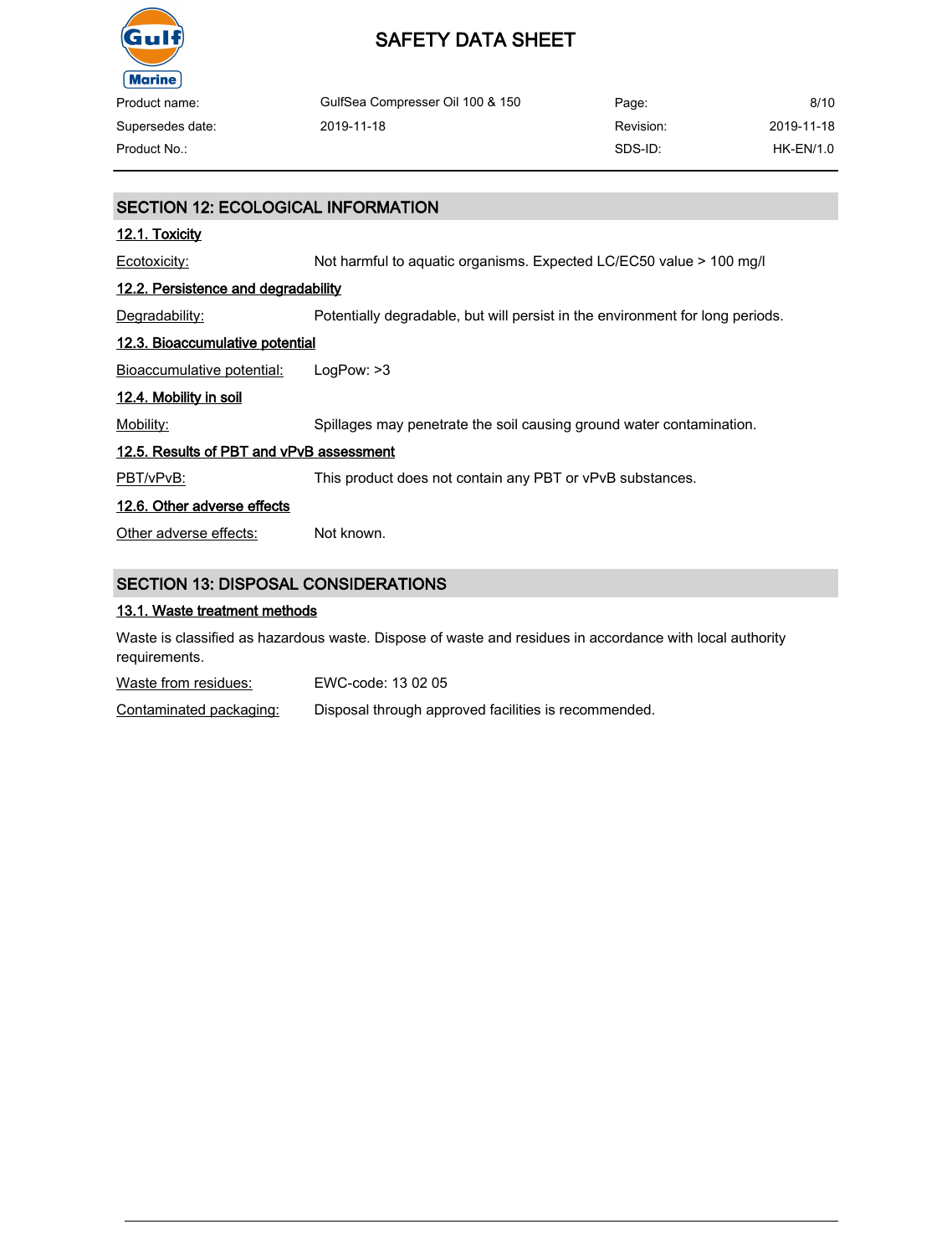## SECTION 12: ECOLOGICAL INFORMATION

### 12.1. Toxicity

Ecotoxicity: Not harmful to aquatic organisms. Expected LC/EC50 value > 100 mg/l

### 12.2. Persistence and degradability

Degradability: Potentially degradable, but will persist in the environment for long periods.

### 12.3. Bioaccumulative potential

Bioaccumulative potential: LogPow: >3

### 12.4. Mobility in soil

Mobility: Spillages may penetrate the soil causing ground water contamination.

### 12.5. Results of PBT and vPvB assessment

PBT/vPvB: This product does not contain any PBT or vPvB substances.

### 12.6. Other adverse effects

Other adverse effects: Not known.

## SECTION 13: DISPOSAL CONSIDERATIONS

### 13.1. Waste treatment methods

Waste is classified as hazardous waste. Dispose of waste and residues in accordance with local authority requirements.

Waste from residues: EWC-code: 13 02 05

Contaminated packaging: Disposal through approved facilities is recommended.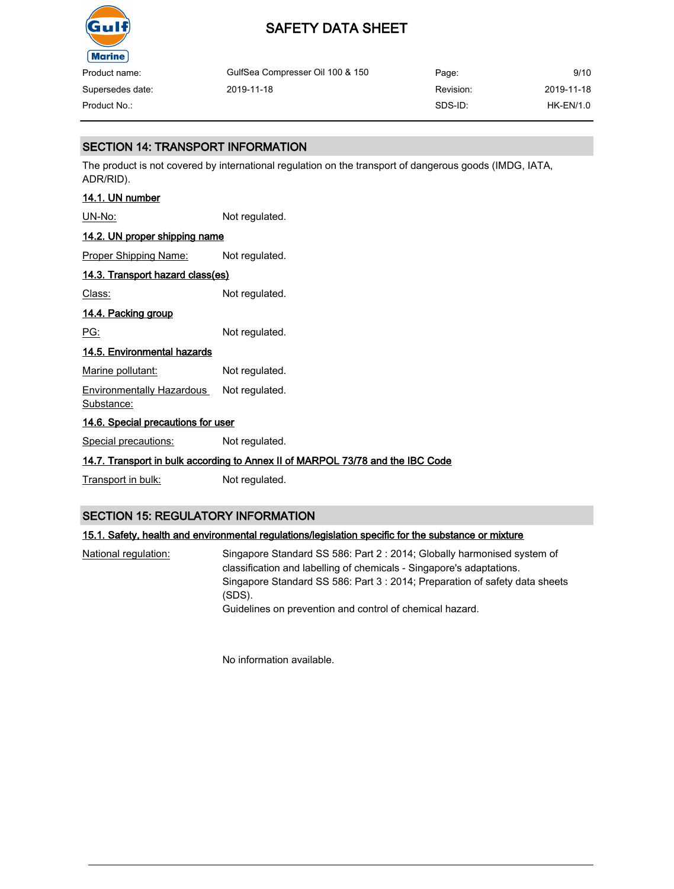## SECTION 14: TRANSPORT INFORMATION

The product is not covered by international regulation on the transport of dangerous goods (IMDG, IATA, ADR/RID).

### 14.1. UN number

UN-No: Not regulated.

### 14.2. UN proper shipping name

Proper Shipping Name: Not regulated.

### 14.3. Transport hazard class(es)

Class: Not regulated.

### 14.4. Packing group

PG: Not regulated.

### 14.5. Environmental hazards

Marine pollutant: Not regulated.

Environmentally Hazardous Substance: Not regulated.

### 14.6. Special precautions for user

Special precautions: Not regulated.

### 14.7. Transport in bulk according to Annex II of MARPOL 73/78 and the IBC Code

Transport in bulk: Not regulated.

## SECTION 15: REGULATORY INFORMATION

### 15.1. Safety, health and environmental regulations/legislation specific for the substance or mixture

National regulation: Singapore Standard SS 586: Part 2 : 2014; Globally harmonised system of classification and labelling of chemicals - Singapore's adaptations.
Singapore Standard SS 586: Part 3 : 2014; Preparation of safety data sheets (SDS).
Guidelines on prevention and control of chemical hazard.

No information available.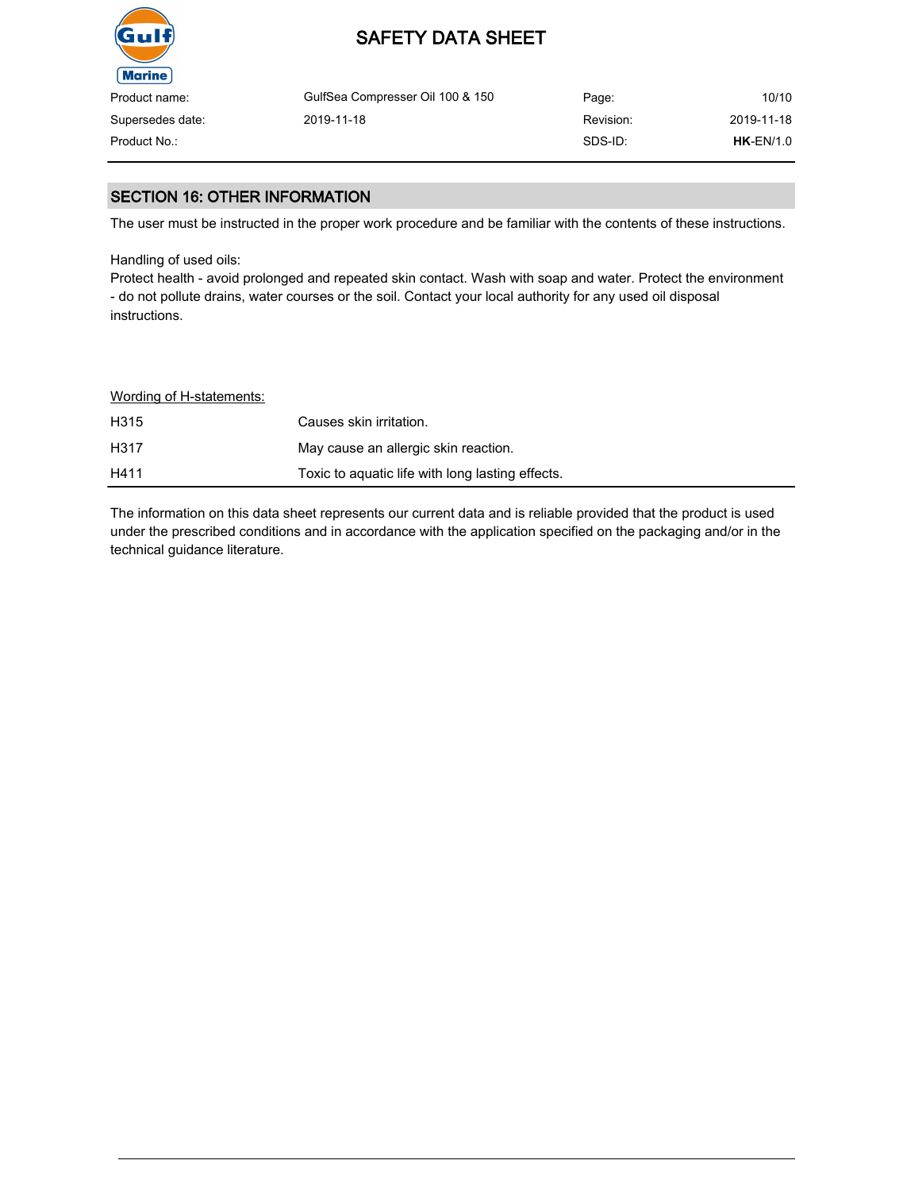## SECTION 16: OTHER INFORMATION

The user must be instructed in the proper work procedure and be familiar with the contents of these instructions.

Handling of used oils:
Protect health - avoid prolonged and repeated skin contact. Wash with soap and water. Protect the environment - do not pollute drains, water courses or the soil. Contact your local authority for any used oil disposal instructions.

Wording of H-statements:

| | |
|---|---|
| H315 | Causes skin irritation. |
| H317 | May cause an allergic skin reaction. |
| H411 | Toxic to aquatic life with long lasting effects. |

The information on this data sheet represents our current data and is reliable provided that the product is used under the prescribed conditions and in accordance with the application specified on the packaging and/or in the technical guidance literature.